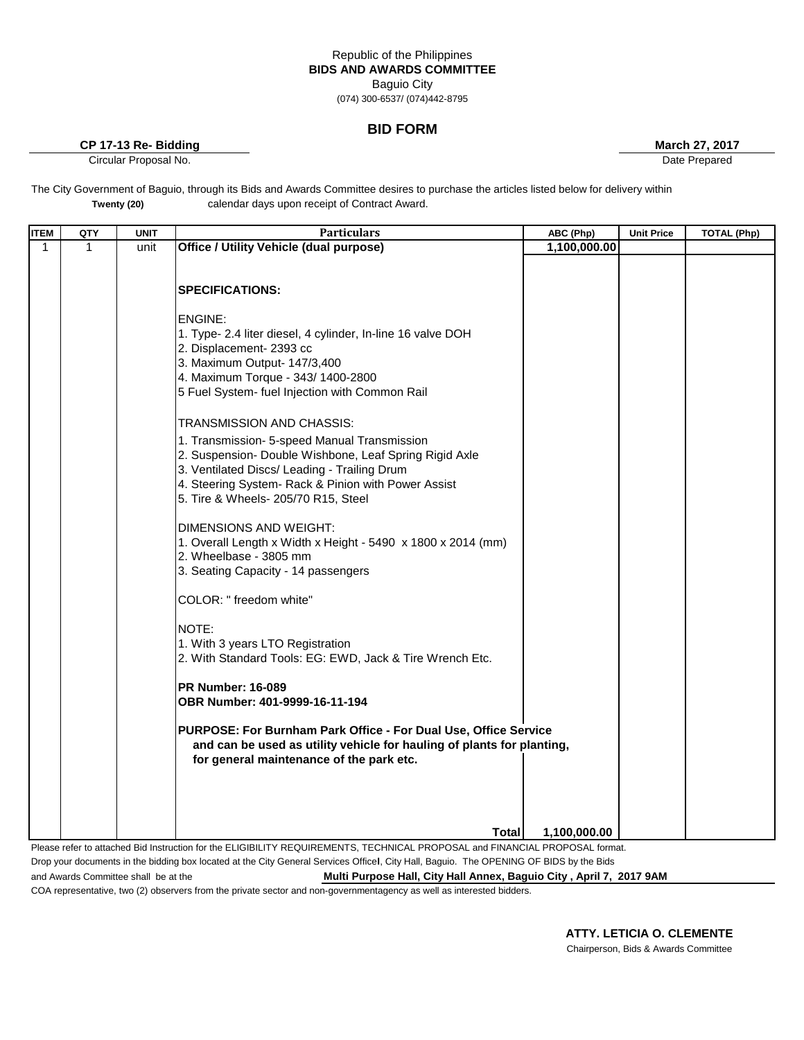Republic of the Philippines
**BIDS AND AWARDS COMMITTEE**
Baguio City
(074) 300-6537/ (074)442-8795

## BID FORM

**CP 17-13 Re- Bidding**
Circular Proposal No.

**March 27, 2017**
Date Prepared

The City Government of Baguio, through its Bids and Awards Committee desires to purchase the articles listed below for delivery within **Twenty (20)** calendar days upon receipt of Contract Award.

| ITEM | QTY | UNIT | Particulars | ABC (Php) | Unit Price | TOTAL (Php) |
|---|---|---|---|---|---|---|
| 1 | 1 | unit | **Office / Utility Vehicle (dual purpose)** | 1,100,000.00 | | |
| | | | **SPECIFICATIONS:** | | | |
| | | | ENGINE: | | | |
| | | | 1. Type- 2.4 liter diesel, 4 cylinder, In-line 16 valve DOH | | | |
| | | | 2. Displacement- 2393 cc | | | |
| | | | 3. Maximum Output- 147/3,400 | | | |
| | | | 4. Maximum Torque - 343/ 1400-2800 | | | |
| | | | 5 Fuel System- fuel Injection with Common Rail | | | |
| | | | TRANSMISSION AND CHASSIS: | | | |
| | | | 1. Transmission- 5-speed Manual Transmission | | | |
| | | | 2. Suspension- Double Wishbone, Leaf Spring Rigid Axle | | | |
| | | | 3. Ventilated Discs/ Leading - Trailing Drum | | | |
| | | | 4. Steering System- Rack & Pinion with Power Assist | | | |
| | | | 5. Tire & Wheels- 205/70 R15, Steel | | | |
| | | | DIMENSIONS AND WEIGHT: | | | |
| | | | 1. Overall Length x Width x Height - 5490 x 1800 x 2014 (mm) | | | |
| | | | 2. Wheelbase - 3805 mm | | | |
| | | | 3. Seating Capacity - 14 passengers | | | |
| | | | COLOR: " freedom white" | | | |
| | | | NOTE: | | | |
| | | | 1. With 3 years LTO Registration | | | |
| | | | 2. With Standard Tools: EG: EWD, Jack & Tire Wrench Etc. | | | |
| | | | **PR Number: 16-089** | | | |
| | | | **OBR Number: 401-9999-16-11-194** | | | |
| | | | **PURPOSE: For Burnham Park Office - For Dual Use, Office Service and can be used as utility vehicle for hauling of plants for planting, for general maintenance of the park etc.** | | | |
| | | | **Total** | **1,100,000.00** | | |

Please refer to attached Bid Instruction for the ELIGIBILITY REQUIREMENTS, TECHNICAL PROPOSAL and FINANCIAL PROPOSAL format.
Drop your documents in the bidding box located at the City General Services OfficeI, City Hall, Baguio. The OPENING OF BIDS by the Bids and Awards Committee shall be at the **Multi Purpose Hall, City Hall Annex, Baguio City , April 7, 2017 9AM**
COA representative, two (2) observers from the private sector and non-governmentagency as well as interested bidders.

**ATTY. LETICIA O. CLEMENTE**
Chairperson, Bids & Awards Committee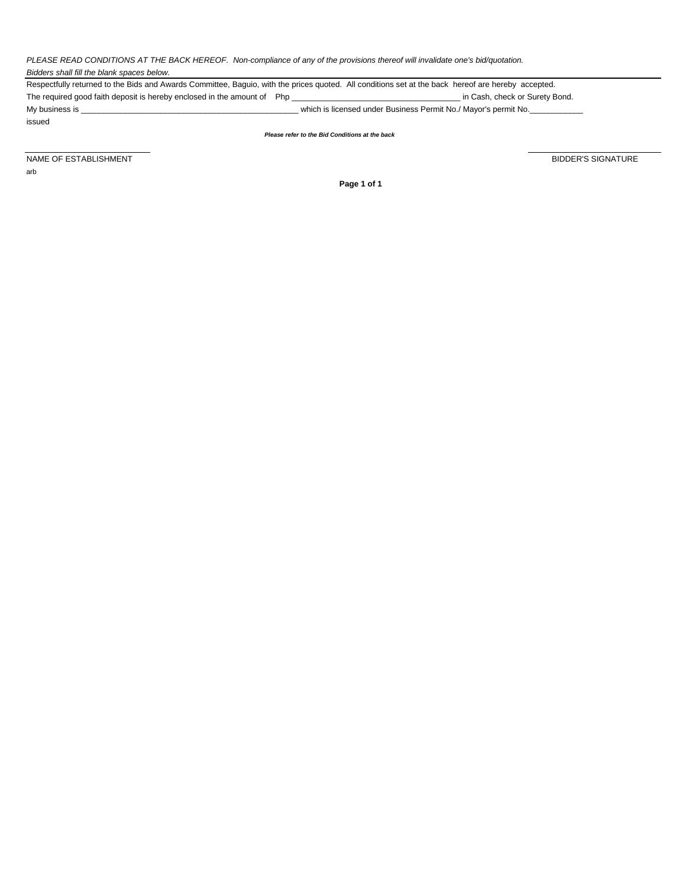*PLEASE READ CONDITIONS AT THE BACK HEREOF. Non-compliance of any of the provisions thereof will invalidate one's bid/quotation.*

*Bidders shall fill the blank spaces below.*

Respectfully returned to the Bids and Awards Committee, Baguio, with the prices quoted. All conditions set at the back hereof are hereby accepted.

The required good faith deposit is hereby enclosed in the amount of Php ____________________________________ in Cash, check or Surety Bond.

My business is _________________________________________________ which is licensed under Business Permit No./ Mayor's permit No.____________

issued

***Please refer to the Bid Conditions at the back***

| | |
|---|---|
| NAME OF ESTABLISHMENT | BIDDER'S SIGNATURE |

arb